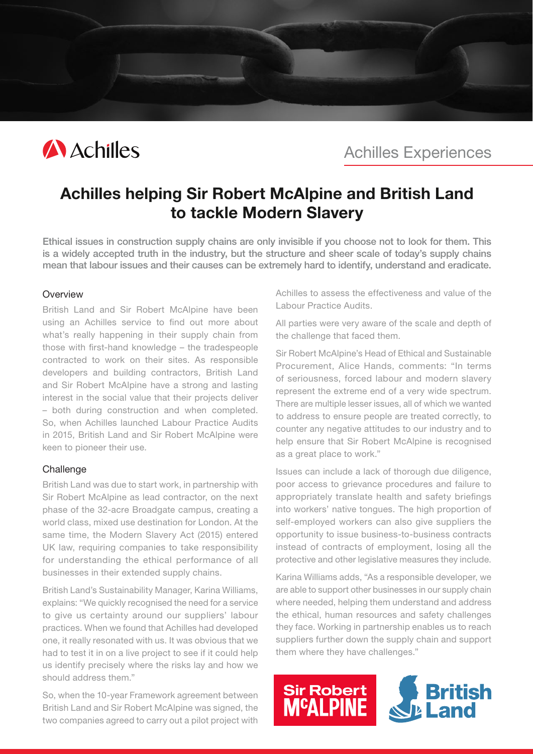Achilles Experiences

# Achilles helping Sir Robert McAlpine and British Land to tackle Modern Slavery

**Ethical issues in construction supply chains are only invisible if you choose not to look for them. This is a widely accepted truth in the industry, but the structure and sheer scale of today's supply chains mean that labour issues and their causes can be extremely hard to identify, understand and eradicate.**

## Overview

British Land and Sir Robert McAlpine have been using an Achilles service to find out more about what's really happening in their supply chain from those with first-hand knowledge – the tradespeople contracted to work on their sites. As responsible developers and building contractors, British Land and Sir Robert McAlpine have a strong and lasting interest in the social value that their projects deliver – both during construction and when completed. So, when Achilles launched Labour Practice Audits in 2015, British Land and Sir Robert McAlpine were keen to pioneer their use.

## Challenge

British Land was due to start work, in partnership with Sir Robert McAlpine as lead contractor, on the next phase of the 32-acre Broadgate campus, creating a world class, mixed use destination for London. At the same time, the Modern Slavery Act (2015) entered UK law, requiring companies to take responsibility for understanding the ethical performance of all businesses in their extended supply chains.

British Land's Sustainability Manager, Karina Williams, explains: "We quickly recognised the need for a service to give us certainty around our suppliers' labour practices. When we found that Achilles had developed one, it really resonated with us. It was obvious that we had to test it in on a live project to see if it could help us identify precisely where the risks lay and how we should address them."

So, when the 10-year Framework agreement between British Land and Sir Robert McAlpine was signed, the two companies agreed to carry out a pilot project with Achilles to assess the effectiveness and value of the Labour Practice Audits.

All parties were very aware of the scale and depth of the challenge that faced them.

Sir Robert McAlpine's Head of Ethical and Sustainable Procurement, Alice Hands, comments: "In terms of seriousness, forced labour and modern slavery represent the extreme end of a very wide spectrum. There are multiple lesser issues, all of which we wanted to address to ensure people are treated correctly, to counter any negative attitudes to our industry and to help ensure that Sir Robert McAlpine is recognised as a great place to work."

Issues can include a lack of thorough due diligence, poor access to grievance procedures and failure to appropriately translate health and safety briefings into workers' native tongues. The high proportion of self-employed workers can also give suppliers the opportunity to issue business-to-business contracts instead of contracts of employment, losing all the protective and other legislative measures they include.

Karina Williams adds, "As a responsible developer, we are able to support other businesses in our supply chain where needed, helping them understand and address the ethical, human resources and safety challenges they face. Working in partnership enables us to reach suppliers further down the supply chain and support them where they have challenges."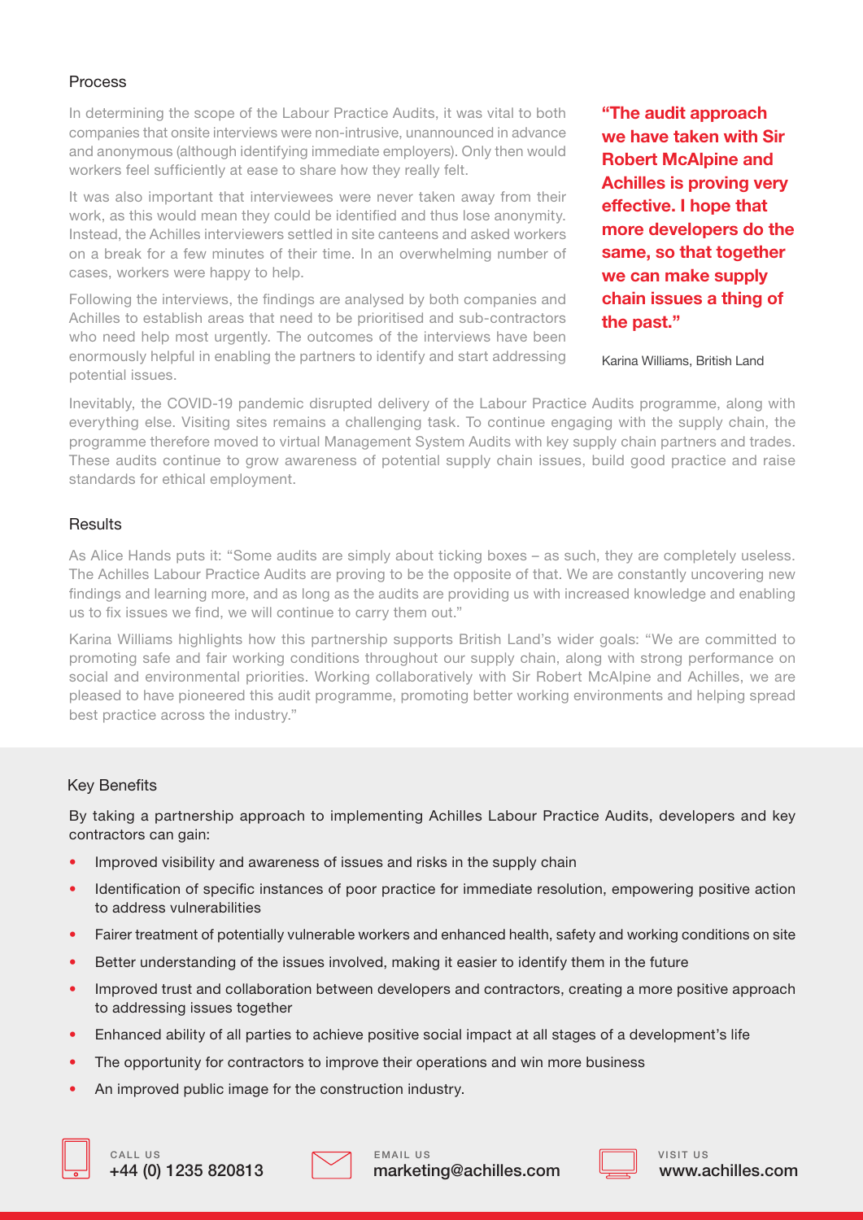## Process

In determining the scope of the Labour Practice Audits, it was vital to both companies that onsite interviews were non-intrusive, unannounced in advance and anonymous (although identifying immediate employers). Only then would workers feel sufficiently at ease to share how they really felt.

It was also important that interviewees were never taken away from their work, as this would mean they could be identified and thus lose anonymity. Instead, the Achilles interviewers settled in site canteens and asked workers on a break for a few minutes of their time. In an overwhelming number of cases, workers were happy to help.

Following the interviews, the findings are analysed by both companies and Achilles to establish areas that need to be prioritised and sub-contractors who need help most urgently. The outcomes of the interviews have been enormously helpful in enabling the partners to identify and start addressing potential issues.

> **"The audit approach we have taken with Sir Robert McAlpine and Achilles is proving very effective. I hope that more developers do the same, so that together we can make supply chain issues a thing of the past."**
>
> Karina Williams, British Land

Inevitably, the COVID-19 pandemic disrupted delivery of the Labour Practice Audits programme, along with everything else. Visiting sites remains a challenging task. To continue engaging with the supply chain, the programme therefore moved to virtual Management System Audits with key supply chain partners and trades. These audits continue to grow awareness of potential supply chain issues, build good practice and raise standards for ethical employment.

## Results

As Alice Hands puts it: "Some audits are simply about ticking boxes – as such, they are completely useless. The Achilles Labour Practice Audits are proving to be the opposite of that. We are constantly uncovering new findings and learning more, and as long as the audits are providing us with increased knowledge and enabling us to fix issues we find, we will continue to carry them out."

Karina Williams highlights how this partnership supports British Land's wider goals: "We are committed to promoting safe and fair working conditions throughout our supply chain, along with strong performance on social and environmental priorities. Working collaboratively with Sir Robert McAlpine and Achilles, we are pleased to have pioneered this audit programme, promoting better working environments and helping spread best practice across the industry."

## Key Benefits

By taking a partnership approach to implementing Achilles Labour Practice Audits, developers and key contractors can gain:

- Improved visibility and awareness of issues and risks in the supply chain
- Identification of specific instances of poor practice for immediate resolution, empowering positive action to address vulnerabilities
- Fairer treatment of potentially vulnerable workers and enhanced health, safety and working conditions on site
- Better understanding of the issues involved, making it easier to identify them in the future
- Improved trust and collaboration between developers and contractors, creating a more positive approach to addressing issues together
- Enhanced ability of all parties to achieve positive social impact at all stages of a development's life
- The opportunity for contractors to improve their operations and win more business
- An improved public image for the construction industry.

CALL US
**+44 (0) 1235 820813**

EMAIL US
**marketing@achilles.com**

VISIT US
**www.achilles.com**